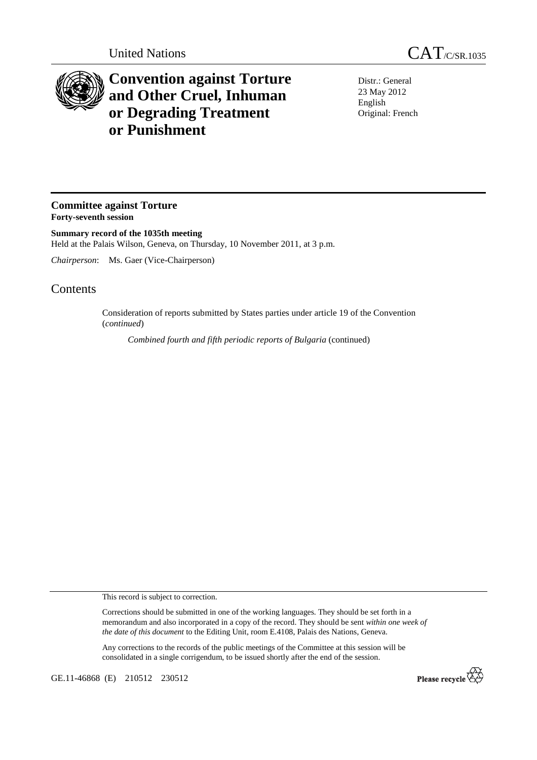United Nations

# CAT/C/SR.1035

# Convention against Torture and Other Cruel, Inhuman or Degrading Treatment or Punishment

Distr.: General
23 May 2012
English
Original: French

## Committee against Torture
**Forty-seventh session**

**Summary record of the 1035th meeting**
Held at the Palais Wilson, Geneva, on Thursday, 10 November 2011, at 3 p.m.

*Chairperson*: Ms. Gaer (Vice-Chairperson)

## Contents

Consideration of reports submitted by States parties under article 19 of the Convention (*continued*)

*Combined fourth and fifth periodic reports of Bulgaria* (continued)

This record is subject to correction.

Corrections should be submitted in one of the working languages. They should be set forth in a memorandum and also incorporated in a copy of the record. They should be sent *within one week of the date of this document* to the Editing Unit, room E.4108, Palais des Nations, Geneva.

Any corrections to the records of the public meetings of the Committee at this session will be consolidated in a single corrigendum, to be issued shortly after the end of the session.

GE.11-46868 (E) 210512 230512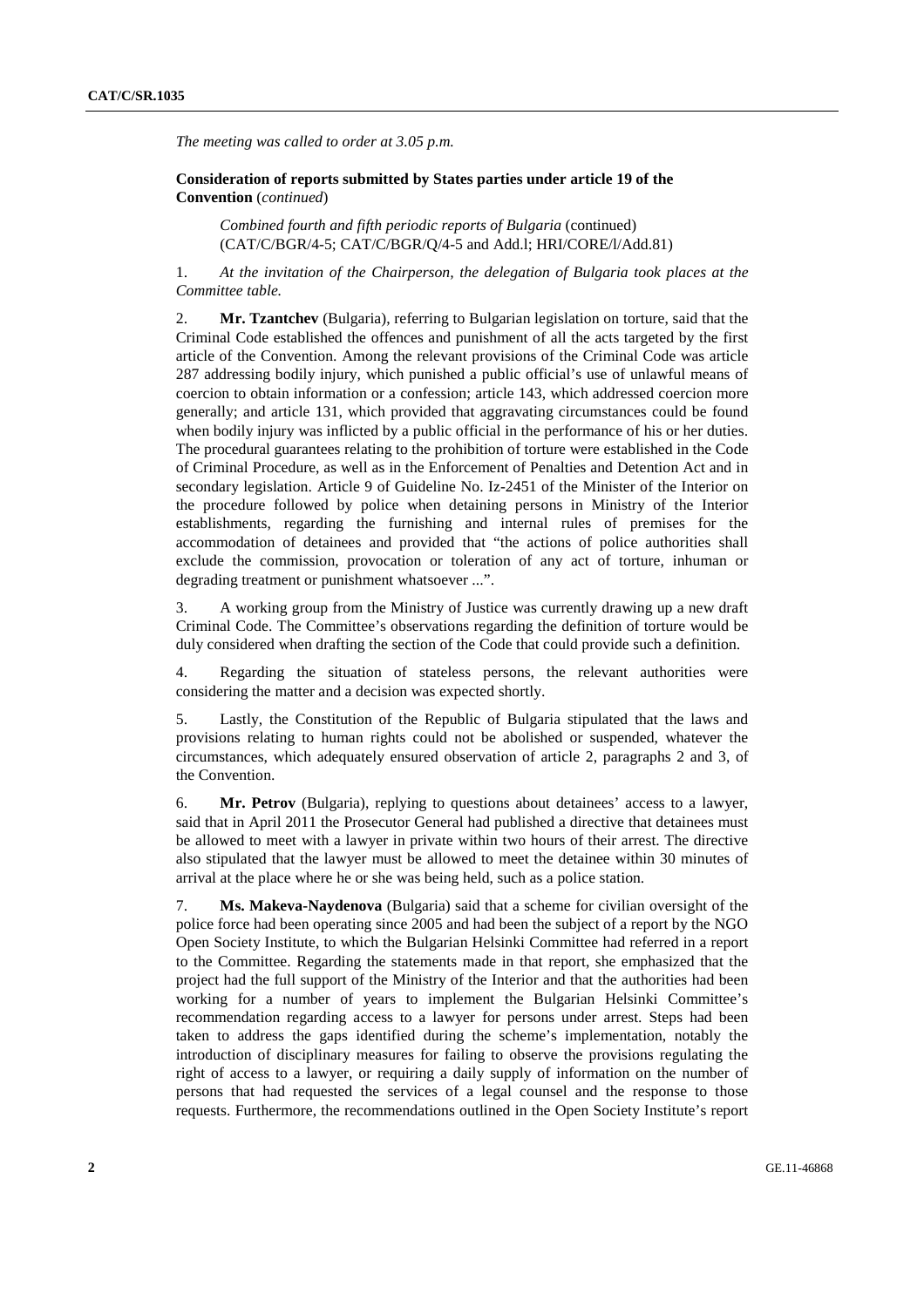*The meeting was called to order at 3.05 p.m.*

**Consideration of reports submitted by States parties under article 19 of the Convention** (*continued*)

*Combined fourth and fifth periodic reports of Bulgaria* (continued) (CAT/C/BGR/4-5; CAT/C/BGR/Q/4-5 and Add.l; HRI/CORE/l/Add.81)

1. *At the invitation of the Chairperson, the delegation of Bulgaria took places at the Committee table.*

2. **Mr. Tzantchev** (Bulgaria), referring to Bulgarian legislation on torture, said that the Criminal Code established the offences and punishment of all the acts targeted by the first article of the Convention. Among the relevant provisions of the Criminal Code was article 287 addressing bodily injury, which punished a public official's use of unlawful means of coercion to obtain information or a confession; article 143, which addressed coercion more generally; and article 131, which provided that aggravating circumstances could be found when bodily injury was inflicted by a public official in the performance of his or her duties. The procedural guarantees relating to the prohibition of torture were established in the Code of Criminal Procedure, as well as in the Enforcement of Penalties and Detention Act and in secondary legislation. Article 9 of Guideline No. Iz-2451 of the Minister of the Interior on the procedure followed by police when detaining persons in Ministry of the Interior establishments, regarding the furnishing and internal rules of premises for the accommodation of detainees and provided that "the actions of police authorities shall exclude the commission, provocation or toleration of any act of torture, inhuman or degrading treatment or punishment whatsoever ...".

3. A working group from the Ministry of Justice was currently drawing up a new draft Criminal Code. The Committee's observations regarding the definition of torture would be duly considered when drafting the section of the Code that could provide such a definition.

4. Regarding the situation of stateless persons, the relevant authorities were considering the matter and a decision was expected shortly.

5. Lastly, the Constitution of the Republic of Bulgaria stipulated that the laws and provisions relating to human rights could not be abolished or suspended, whatever the circumstances, which adequately ensured observation of article 2, paragraphs 2 and 3, of the Convention.

6. **Mr. Petrov** (Bulgaria), replying to questions about detainees' access to a lawyer, said that in April 2011 the Prosecutor General had published a directive that detainees must be allowed to meet with a lawyer in private within two hours of their arrest. The directive also stipulated that the lawyer must be allowed to meet the detainee within 30 minutes of arrival at the place where he or she was being held, such as a police station.

7. **Ms. Makeva-Naydenova** (Bulgaria) said that a scheme for civilian oversight of the police force had been operating since 2005 and had been the subject of a report by the NGO Open Society Institute, to which the Bulgarian Helsinki Committee had referred in a report to the Committee. Regarding the statements made in that report, she emphasized that the project had the full support of the Ministry of the Interior and that the authorities had been working for a number of years to implement the Bulgarian Helsinki Committee's recommendation regarding access to a lawyer for persons under arrest. Steps had been taken to address the gaps identified during the scheme's implementation, notably the introduction of disciplinary measures for failing to observe the provisions regulating the right of access to a lawyer, or requiring a daily supply of information on the number of persons that had requested the services of a legal counsel and the response to those requests. Furthermore, the recommendations outlined in the Open Society Institute's report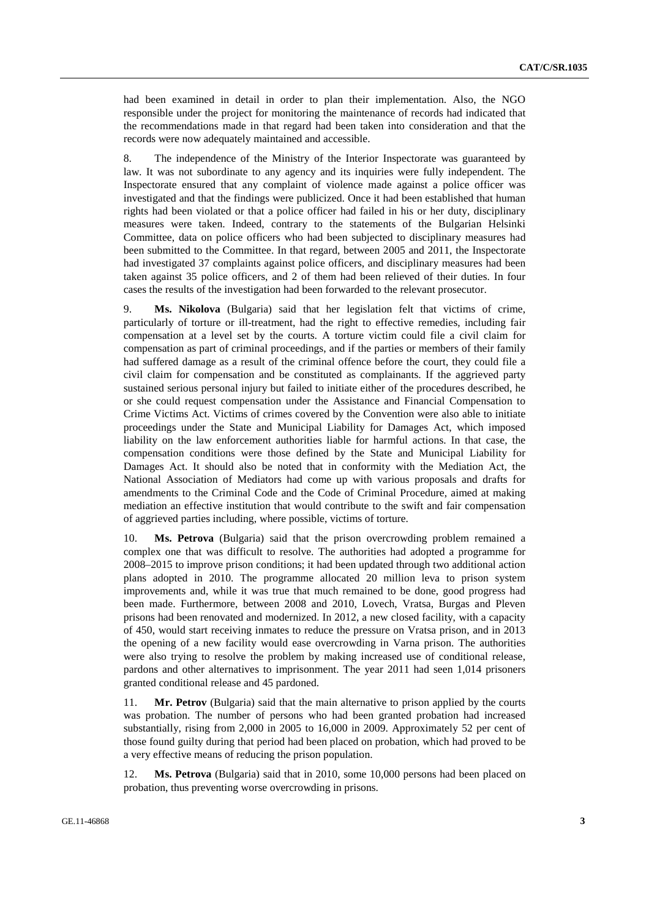had been examined in detail in order to plan their implementation. Also, the NGO responsible under the project for monitoring the maintenance of records had indicated that the recommendations made in that regard had been taken into consideration and that the records were now adequately maintained and accessible.

8. The independence of the Ministry of the Interior Inspectorate was guaranteed by law. It was not subordinate to any agency and its inquiries were fully independent. The Inspectorate ensured that any complaint of violence made against a police officer was investigated and that the findings were publicized. Once it had been established that human rights had been violated or that a police officer had failed in his or her duty, disciplinary measures were taken. Indeed, contrary to the statements of the Bulgarian Helsinki Committee, data on police officers who had been subjected to disciplinary measures had been submitted to the Committee. In that regard, between 2005 and 2011, the Inspectorate had investigated 37 complaints against police officers, and disciplinary measures had been taken against 35 police officers, and 2 of them had been relieved of their duties. In four cases the results of the investigation had been forwarded to the relevant prosecutor.

9. **Ms. Nikolova** (Bulgaria) said that her legislation felt that victims of crime, particularly of torture or ill-treatment, had the right to effective remedies, including fair compensation at a level set by the courts. A torture victim could file a civil claim for compensation as part of criminal proceedings, and if the parties or members of their family had suffered damage as a result of the criminal offence before the court, they could file a civil claim for compensation and be constituted as complainants. If the aggrieved party sustained serious personal injury but failed to initiate either of the procedures described, he or she could request compensation under the Assistance and Financial Compensation to Crime Victims Act. Victims of crimes covered by the Convention were also able to initiate proceedings under the State and Municipal Liability for Damages Act, which imposed liability on the law enforcement authorities liable for harmful actions. In that case, the compensation conditions were those defined by the State and Municipal Liability for Damages Act. It should also be noted that in conformity with the Mediation Act, the National Association of Mediators had come up with various proposals and drafts for amendments to the Criminal Code and the Code of Criminal Procedure, aimed at making mediation an effective institution that would contribute to the swift and fair compensation of aggrieved parties including, where possible, victims of torture.

10. **Ms. Petrova** (Bulgaria) said that the prison overcrowding problem remained a complex one that was difficult to resolve. The authorities had adopted a programme for 2008–2015 to improve prison conditions; it had been updated through two additional action plans adopted in 2010. The programme allocated 20 million leva to prison system improvements and, while it was true that much remained to be done, good progress had been made. Furthermore, between 2008 and 2010, Lovech, Vratsa, Burgas and Pleven prisons had been renovated and modernized. In 2012, a new closed facility, with a capacity of 450, would start receiving inmates to reduce the pressure on Vratsa prison, and in 2013 the opening of a new facility would ease overcrowding in Varna prison. The authorities were also trying to resolve the problem by making increased use of conditional release, pardons and other alternatives to imprisonment. The year 2011 had seen 1,014 prisoners granted conditional release and 45 pardoned.

11. **Mr. Petrov** (Bulgaria) said that the main alternative to prison applied by the courts was probation. The number of persons who had been granted probation had increased substantially, rising from 2,000 in 2005 to 16,000 in 2009. Approximately 52 per cent of those found guilty during that period had been placed on probation, which had proved to be a very effective means of reducing the prison population.

12. **Ms. Petrova** (Bulgaria) said that in 2010, some 10,000 persons had been placed on probation, thus preventing worse overcrowding in prisons.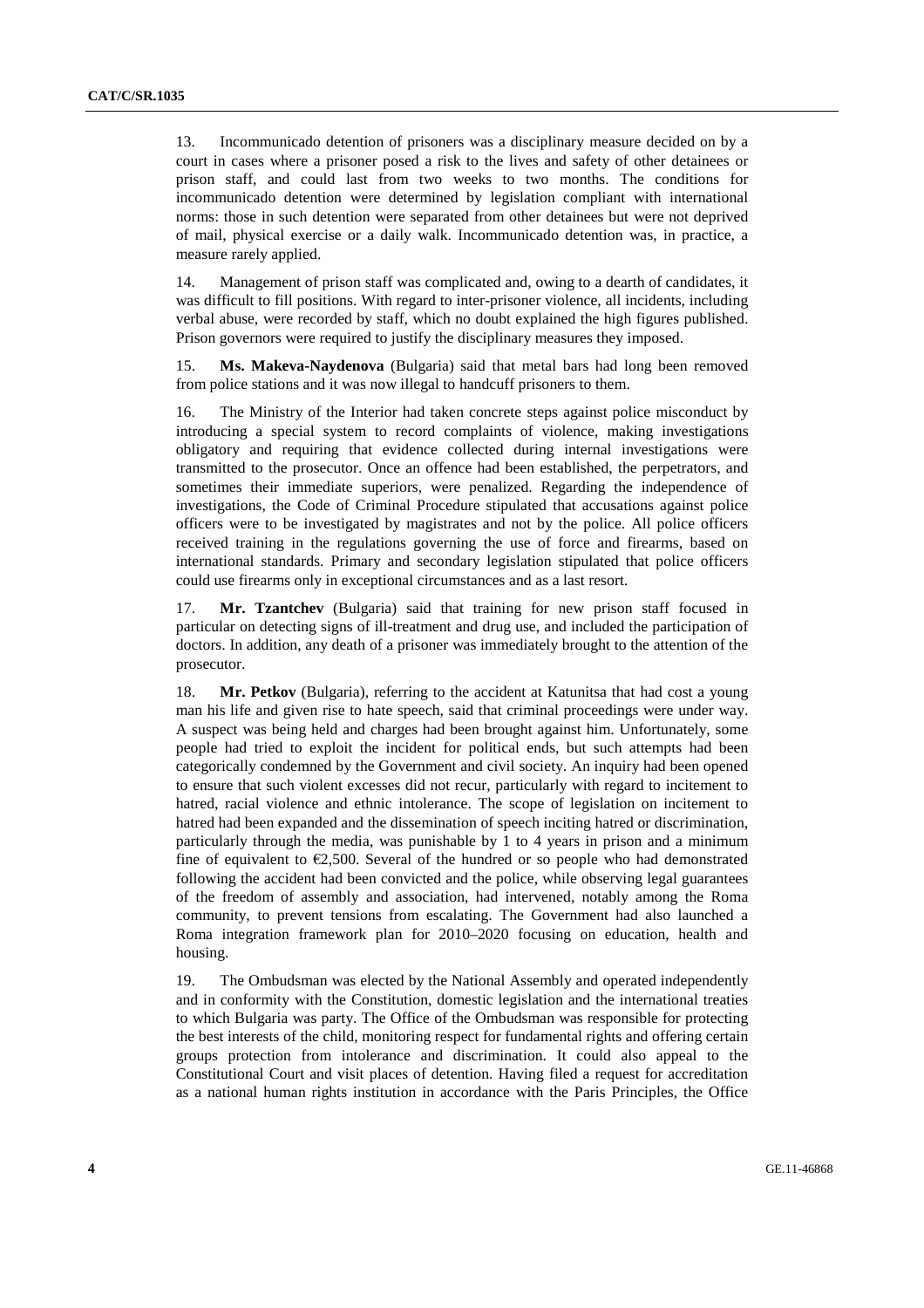13. Incommunicado detention of prisoners was a disciplinary measure decided on by a court in cases where a prisoner posed a risk to the lives and safety of other detainees or prison staff, and could last from two weeks to two months. The conditions for incommunicado detention were determined by legislation compliant with international norms: those in such detention were separated from other detainees but were not deprived of mail, physical exercise or a daily walk. Incommunicado detention was, in practice, a measure rarely applied.

14. Management of prison staff was complicated and, owing to a dearth of candidates, it was difficult to fill positions. With regard to inter-prisoner violence, all incidents, including verbal abuse, were recorded by staff, which no doubt explained the high figures published. Prison governors were required to justify the disciplinary measures they imposed.

15. **Ms. Makeva-Naydenova** (Bulgaria) said that metal bars had long been removed from police stations and it was now illegal to handcuff prisoners to them.

16. The Ministry of the Interior had taken concrete steps against police misconduct by introducing a special system to record complaints of violence, making investigations obligatory and requiring that evidence collected during internal investigations were transmitted to the prosecutor. Once an offence had been established, the perpetrators, and sometimes their immediate superiors, were penalized. Regarding the independence of investigations, the Code of Criminal Procedure stipulated that accusations against police officers were to be investigated by magistrates and not by the police. All police officers received training in the regulations governing the use of force and firearms, based on international standards. Primary and secondary legislation stipulated that police officers could use firearms only in exceptional circumstances and as a last resort.

17. **Mr. Tzantchev** (Bulgaria) said that training for new prison staff focused in particular on detecting signs of ill-treatment and drug use, and included the participation of doctors. In addition, any death of a prisoner was immediately brought to the attention of the prosecutor.

18. **Mr. Petkov** (Bulgaria), referring to the accident at Katunitsa that had cost a young man his life and given rise to hate speech, said that criminal proceedings were under way. A suspect was being held and charges had been brought against him. Unfortunately, some people had tried to exploit the incident for political ends, but such attempts had been categorically condemned by the Government and civil society. An inquiry had been opened to ensure that such violent excesses did not recur, particularly with regard to incitement to hatred, racial violence and ethnic intolerance. The scope of legislation on incitement to hatred had been expanded and the dissemination of speech inciting hatred or discrimination, particularly through the media, was punishable by 1 to 4 years in prison and a minimum fine of equivalent to €2,500. Several of the hundred or so people who had demonstrated following the accident had been convicted and the police, while observing legal guarantees of the freedom of assembly and association, had intervened, notably among the Roma community, to prevent tensions from escalating. The Government had also launched a Roma integration framework plan for 2010–2020 focusing on education, health and housing.

19. The Ombudsman was elected by the National Assembly and operated independently and in conformity with the Constitution, domestic legislation and the international treaties to which Bulgaria was party. The Office of the Ombudsman was responsible for protecting the best interests of the child, monitoring respect for fundamental rights and offering certain groups protection from intolerance and discrimination. It could also appeal to the Constitutional Court and visit places of detention. Having filed a request for accreditation as a national human rights institution in accordance with the Paris Principles, the Office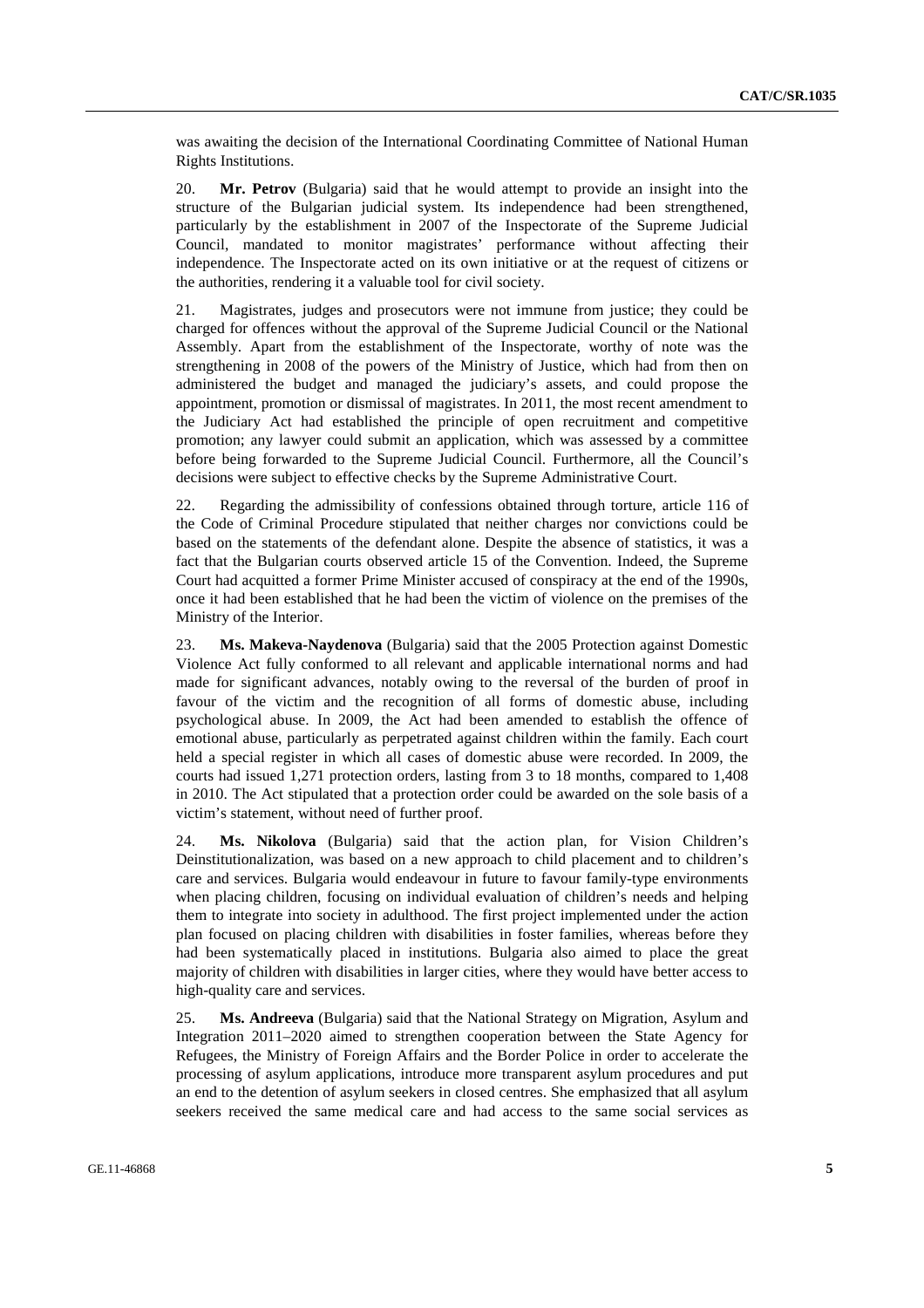was awaiting the decision of the International Coordinating Committee of National Human Rights Institutions.

20. **Mr. Petrov** (Bulgaria) said that he would attempt to provide an insight into the structure of the Bulgarian judicial system. Its independence had been strengthened, particularly by the establishment in 2007 of the Inspectorate of the Supreme Judicial Council, mandated to monitor magistrates' performance without affecting their independence. The Inspectorate acted on its own initiative or at the request of citizens or the authorities, rendering it a valuable tool for civil society.

21. Magistrates, judges and prosecutors were not immune from justice; they could be charged for offences without the approval of the Supreme Judicial Council or the National Assembly. Apart from the establishment of the Inspectorate, worthy of note was the strengthening in 2008 of the powers of the Ministry of Justice, which had from then on administered the budget and managed the judiciary's assets, and could propose the appointment, promotion or dismissal of magistrates. In 2011, the most recent amendment to the Judiciary Act had established the principle of open recruitment and competitive promotion; any lawyer could submit an application, which was assessed by a committee before being forwarded to the Supreme Judicial Council. Furthermore, all the Council's decisions were subject to effective checks by the Supreme Administrative Court.

22. Regarding the admissibility of confessions obtained through torture, article 116 of the Code of Criminal Procedure stipulated that neither charges nor convictions could be based on the statements of the defendant alone. Despite the absence of statistics, it was a fact that the Bulgarian courts observed article 15 of the Convention. Indeed, the Supreme Court had acquitted a former Prime Minister accused of conspiracy at the end of the 1990s, once it had been established that he had been the victim of violence on the premises of the Ministry of the Interior.

23. **Ms. Makeva-Naydenova** (Bulgaria) said that the 2005 Protection against Domestic Violence Act fully conformed to all relevant and applicable international norms and had made for significant advances, notably owing to the reversal of the burden of proof in favour of the victim and the recognition of all forms of domestic abuse, including psychological abuse. In 2009, the Act had been amended to establish the offence of emotional abuse, particularly as perpetrated against children within the family. Each court held a special register in which all cases of domestic abuse were recorded. In 2009, the courts had issued 1,271 protection orders, lasting from 3 to 18 months, compared to 1,408 in 2010. The Act stipulated that a protection order could be awarded on the sole basis of a victim's statement, without need of further proof.

24. **Ms. Nikolova** (Bulgaria) said that the action plan, for Vision Children's Deinstitutionalization, was based on a new approach to child placement and to children's care and services. Bulgaria would endeavour in future to favour family-type environments when placing children, focusing on individual evaluation of children's needs and helping them to integrate into society in adulthood. The first project implemented under the action plan focused on placing children with disabilities in foster families, whereas before they had been systematically placed in institutions. Bulgaria also aimed to place the great majority of children with disabilities in larger cities, where they would have better access to high-quality care and services.

25. **Ms. Andreeva** (Bulgaria) said that the National Strategy on Migration, Asylum and Integration 2011–2020 aimed to strengthen cooperation between the State Agency for Refugees, the Ministry of Foreign Affairs and the Border Police in order to accelerate the processing of asylum applications, introduce more transparent asylum procedures and put an end to the detention of asylum seekers in closed centres. She emphasized that all asylum seekers received the same medical care and had access to the same social services as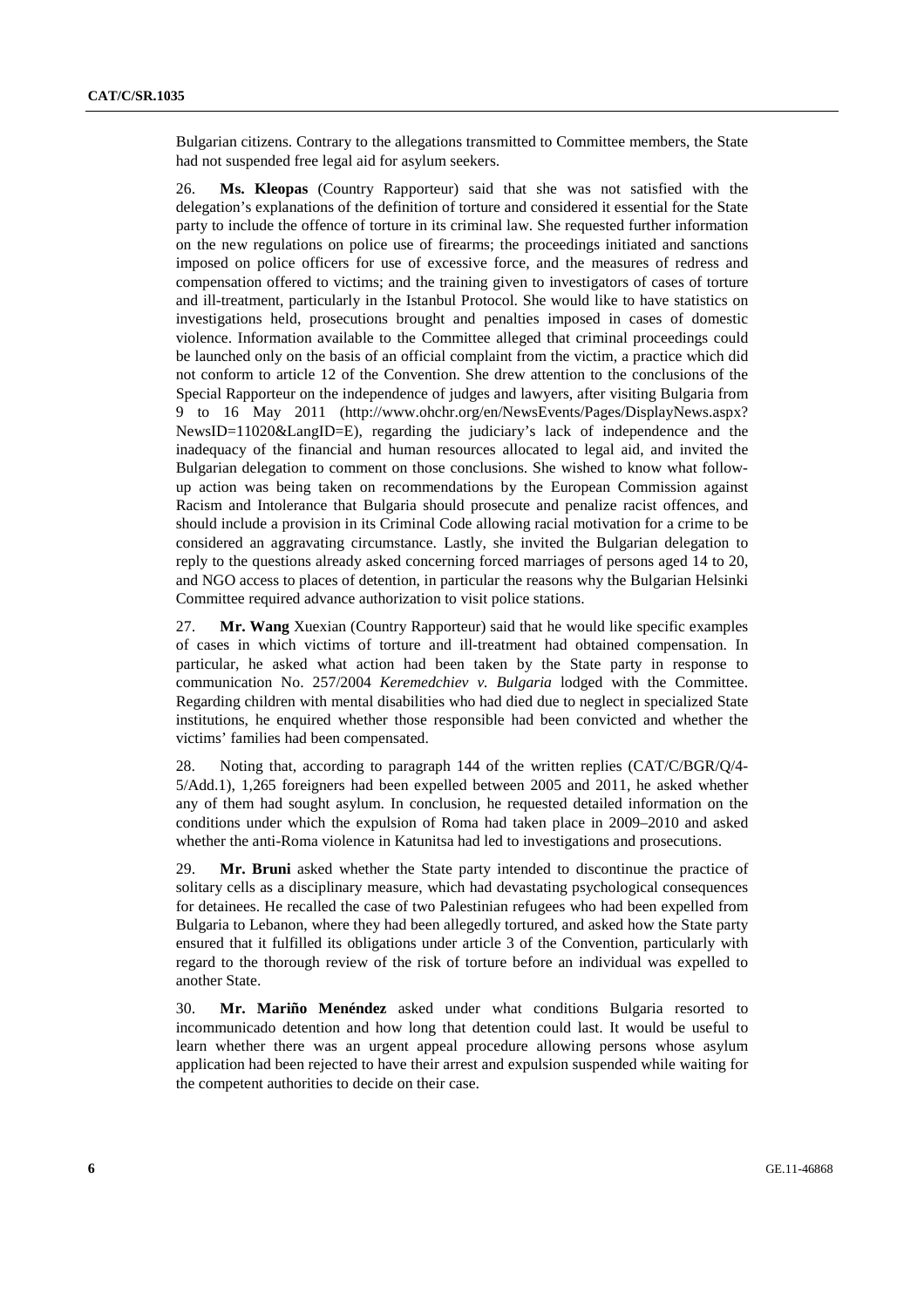Bulgarian citizens. Contrary to the allegations transmitted to Committee members, the State had not suspended free legal aid for asylum seekers.

26. **Ms. Kleopas** (Country Rapporteur) said that she was not satisfied with the delegation's explanations of the definition of torture and considered it essential for the State party to include the offence of torture in its criminal law. She requested further information on the new regulations on police use of firearms; the proceedings initiated and sanctions imposed on police officers for use of excessive force, and the measures of redress and compensation offered to victims; and the training given to investigators of cases of torture and ill-treatment, particularly in the Istanbul Protocol. She would like to have statistics on investigations held, prosecutions brought and penalties imposed in cases of domestic violence. Information available to the Committee alleged that criminal proceedings could be launched only on the basis of an official complaint from the victim, a practice which did not conform to article 12 of the Convention. She drew attention to the conclusions of the Special Rapporteur on the independence of judges and lawyers, after visiting Bulgaria from 9 to 16 May 2011 (http://www.ohchr.org/en/NewsEvents/Pages/DisplayNews.aspx?NewsID=11020&LangID=E), regarding the judiciary's lack of independence and the inadequacy of the financial and human resources allocated to legal aid, and invited the Bulgarian delegation to comment on those conclusions. She wished to know what follow-up action was being taken on recommendations by the European Commission against Racism and Intolerance that Bulgaria should prosecute and penalize racist offences, and should include a provision in its Criminal Code allowing racial motivation for a crime to be considered an aggravating circumstance. Lastly, she invited the Bulgarian delegation to reply to the questions already asked concerning forced marriages of persons aged 14 to 20, and NGO access to places of detention, in particular the reasons why the Bulgarian Helsinki Committee required advance authorization to visit police stations.

27. **Mr. Wang** Xuexian (Country Rapporteur) said that he would like specific examples of cases in which victims of torture and ill-treatment had obtained compensation. In particular, he asked what action had been taken by the State party in response to communication No. 257/2004 *Keremedchiev v. Bulgaria* lodged with the Committee. Regarding children with mental disabilities who had died due to neglect in specialized State institutions, he enquired whether those responsible had been convicted and whether the victims' families had been compensated.

28. Noting that, according to paragraph 144 of the written replies (CAT/C/BGR/Q/4-5/Add.1), 1,265 foreigners had been expelled between 2005 and 2011, he asked whether any of them had sought asylum. In conclusion, he requested detailed information on the conditions under which the expulsion of Roma had taken place in 2009–2010 and asked whether the anti-Roma violence in Katunitsa had led to investigations and prosecutions.

29. **Mr. Bruni** asked whether the State party intended to discontinue the practice of solitary cells as a disciplinary measure, which had devastating psychological consequences for detainees. He recalled the case of two Palestinian refugees who had been expelled from Bulgaria to Lebanon, where they had been allegedly tortured, and asked how the State party ensured that it fulfilled its obligations under article 3 of the Convention, particularly with regard to the thorough review of the risk of torture before an individual was expelled to another State.

30. **Mr. Mariño Menéndez** asked under what conditions Bulgaria resorted to incommunicado detention and how long that detention could last. It would be useful to learn whether there was an urgent appeal procedure allowing persons whose asylum application had been rejected to have their arrest and expulsion suspended while waiting for the competent authorities to decide on their case.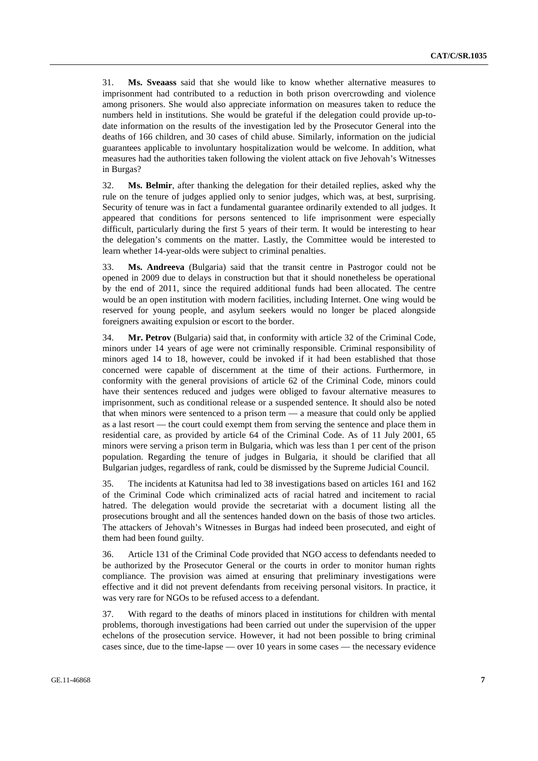31. **Ms. Sveaass** said that she would like to know whether alternative measures to imprisonment had contributed to a reduction in both prison overcrowding and violence among prisoners. She would also appreciate information on measures taken to reduce the numbers held in institutions. She would be grateful if the delegation could provide up-to-date information on the results of the investigation led by the Prosecutor General into the deaths of 166 children, and 30 cases of child abuse. Similarly, information on the judicial guarantees applicable to involuntary hospitalization would be welcome. In addition, what measures had the authorities taken following the violent attack on five Jehovah's Witnesses in Burgas?

32. **Ms. Belmir**, after thanking the delegation for their detailed replies, asked why the rule on the tenure of judges applied only to senior judges, which was, at best, surprising. Security of tenure was in fact a fundamental guarantee ordinarily extended to all judges. It appeared that conditions for persons sentenced to life imprisonment were especially difficult, particularly during the first 5 years of their term. It would be interesting to hear the delegation's comments on the matter. Lastly, the Committee would be interested to learn whether 14-year-olds were subject to criminal penalties.

33. **Ms. Andreeva** (Bulgaria) said that the transit centre in Pastrogor could not be opened in 2009 due to delays in construction but that it should nonetheless be operational by the end of 2011, since the required additional funds had been allocated. The centre would be an open institution with modern facilities, including Internet. One wing would be reserved for young people, and asylum seekers would no longer be placed alongside foreigners awaiting expulsion or escort to the border.

34. **Mr. Petrov** (Bulgaria) said that, in conformity with article 32 of the Criminal Code, minors under 14 years of age were not criminally responsible. Criminal responsibility of minors aged 14 to 18, however, could be invoked if it had been established that those concerned were capable of discernment at the time of their actions. Furthermore, in conformity with the general provisions of article 62 of the Criminal Code, minors could have their sentences reduced and judges were obliged to favour alternative measures to imprisonment, such as conditional release or a suspended sentence. It should also be noted that when minors were sentenced to a prison term — a measure that could only be applied as a last resort — the court could exempt them from serving the sentence and place them in residential care, as provided by article 64 of the Criminal Code. As of 11 July 2001, 65 minors were serving a prison term in Bulgaria, which was less than 1 per cent of the prison population. Regarding the tenure of judges in Bulgaria, it should be clarified that all Bulgarian judges, regardless of rank, could be dismissed by the Supreme Judicial Council.

35. The incidents at Katunitsa had led to 38 investigations based on articles 161 and 162 of the Criminal Code which criminalized acts of racial hatred and incitement to racial hatred. The delegation would provide the secretariat with a document listing all the prosecutions brought and all the sentences handed down on the basis of those two articles. The attackers of Jehovah's Witnesses in Burgas had indeed been prosecuted, and eight of them had been found guilty.

36. Article 131 of the Criminal Code provided that NGO access to defendants needed to be authorized by the Prosecutor General or the courts in order to monitor human rights compliance. The provision was aimed at ensuring that preliminary investigations were effective and it did not prevent defendants from receiving personal visitors. In practice, it was very rare for NGOs to be refused access to a defendant.

37. With regard to the deaths of minors placed in institutions for children with mental problems, thorough investigations had been carried out under the supervision of the upper echelons of the prosecution service. However, it had not been possible to bring criminal cases since, due to the time-lapse — over 10 years in some cases — the necessary evidence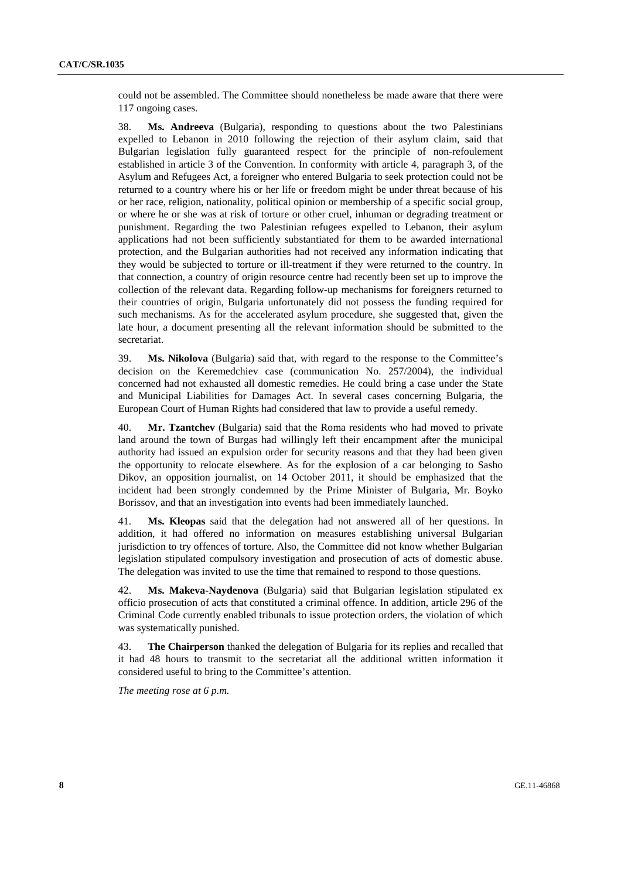could not be assembled. The Committee should nonetheless be made aware that there were 117 ongoing cases.

38. **Ms. Andreeva** (Bulgaria), responding to questions about the two Palestinians expelled to Lebanon in 2010 following the rejection of their asylum claim, said that Bulgarian legislation fully guaranteed respect for the principle of non-refoulement established in article 3 of the Convention. In conformity with article 4, paragraph 3, of the Asylum and Refugees Act, a foreigner who entered Bulgaria to seek protection could not be returned to a country where his or her life or freedom might be under threat because of his or her race, religion, nationality, political opinion or membership of a specific social group, or where he or she was at risk of torture or other cruel, inhuman or degrading treatment or punishment. Regarding the two Palestinian refugees expelled to Lebanon, their asylum applications had not been sufficiently substantiated for them to be awarded international protection, and the Bulgarian authorities had not received any information indicating that they would be subjected to torture or ill-treatment if they were returned to the country. In that connection, a country of origin resource centre had recently been set up to improve the collection of the relevant data. Regarding follow-up mechanisms for foreigners returned to their countries of origin, Bulgaria unfortunately did not possess the funding required for such mechanisms. As for the accelerated asylum procedure, she suggested that, given the late hour, a document presenting all the relevant information should be submitted to the secretariat.

39. **Ms. Nikolova** (Bulgaria) said that, with regard to the response to the Committee's decision on the Keremedchiev case (communication No. 257/2004), the individual concerned had not exhausted all domestic remedies. He could bring a case under the State and Municipal Liabilities for Damages Act. In several cases concerning Bulgaria, the European Court of Human Rights had considered that law to provide a useful remedy.

40. **Mr. Tzantchev** (Bulgaria) said that the Roma residents who had moved to private land around the town of Burgas had willingly left their encampment after the municipal authority had issued an expulsion order for security reasons and that they had been given the opportunity to relocate elsewhere. As for the explosion of a car belonging to Sasho Dikov, an opposition journalist, on 14 October 2011, it should be emphasized that the incident had been strongly condemned by the Prime Minister of Bulgaria, Mr. Boyko Borissov, and that an investigation into events had been immediately launched.

41. **Ms. Kleopas** said that the delegation had not answered all of her questions. In addition, it had offered no information on measures establishing universal Bulgarian jurisdiction to try offences of torture. Also, the Committee did not know whether Bulgarian legislation stipulated compulsory investigation and prosecution of acts of domestic abuse. The delegation was invited to use the time that remained to respond to those questions.

42. **Ms. Makeva-Naydenova** (Bulgaria) said that Bulgarian legislation stipulated ex officio prosecution of acts that constituted a criminal offence. In addition, article 296 of the Criminal Code currently enabled tribunals to issue protection orders, the violation of which was systematically punished.

43. **The Chairperson** thanked the delegation of Bulgaria for its replies and recalled that it had 48 hours to transmit to the secretariat all the additional written information it considered useful to bring to the Committee's attention.

*The meeting rose at 6 p.m.*